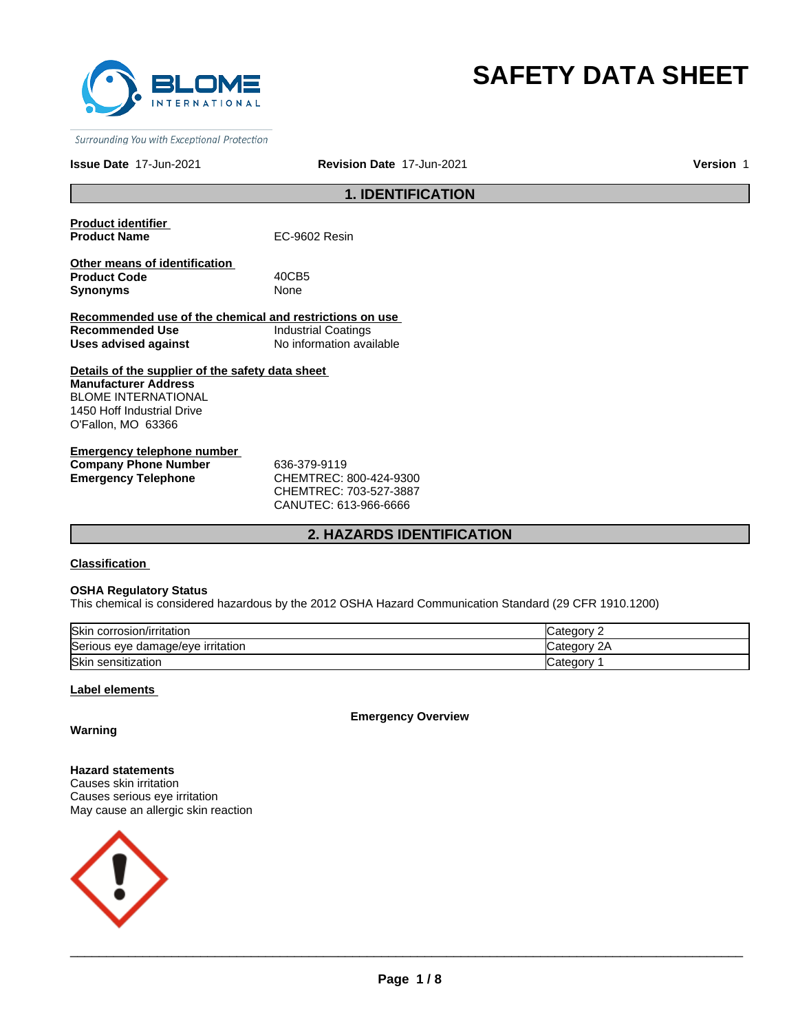# SAFETY DATA SHEET

*Surrounding You with Exceptional Protection*

**Issue Date** 17-Jun-2021 **Revision Date** 17-Jun-2021 **Version** 1

## 1. IDENTIFICATION

**Product identifier**

| | |
|---|---|
| **Product Name** | EC-9602 Resin |

**Other means of identification**

| | |
|---|---|
| **Product Code** | 40CB5 |
| **Synonyms** | None |

**Recommended use of the chemical and restrictions on use**

| | |
|---|---|
| **Recommended Use** | Industrial Coatings |
| **Uses advised against** | No information available |

**Details of the supplier of the safety data sheet**

**Manufacturer Address**
BLOME INTERNATIONAL
1450 Hoff Industrial Drive
O'Fallon, MO 63366

**Emergency telephone number**

| | |
|---|---|
| **Company Phone Number** | 636-379-9119 |
| **Emergency Telephone** | CHEMTREC: 800-424-9300<br>CHEMTREC: 703-527-3887<br>CANUTEC: 613-966-6666 |

## 2. HAZARDS IDENTIFICATION

**Classification**

**OSHA Regulatory Status**
This chemical is considered hazardous by the 2012 OSHA Hazard Communication Standard (29 CFR 1910.1200)

| | |
|---|---|
| Skin corrosion/irritation | Category 2 |
| Serious eye damage/eye irritation | Category 2A |
| Skin sensitization | Category 1 |

**Label elements**

**Emergency Overview**

**Warning**

**Hazard statements**
Causes skin irritation
Causes serious eye irritation
May cause an allergic skin reaction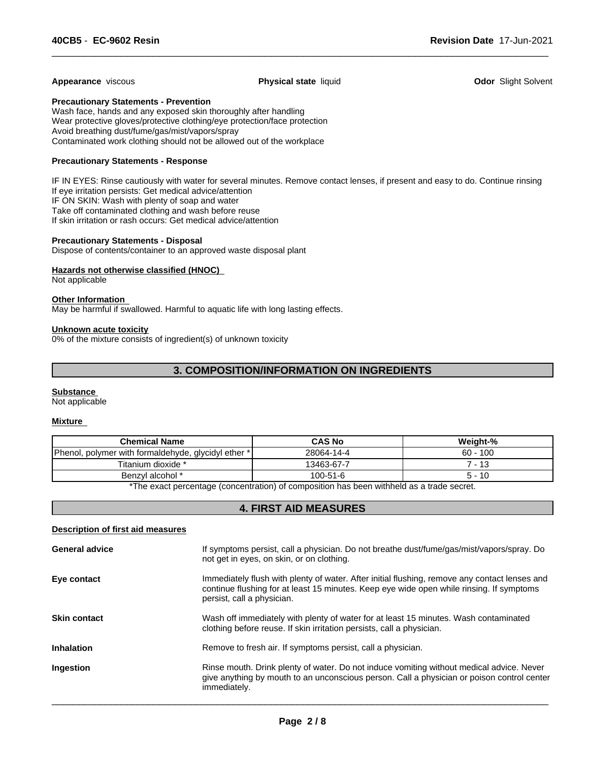**Appearance** viscous | **Physical state** liquid | **Odor** Slight Solvent

**Precautionary Statements - Prevention**

Wash face, hands and any exposed skin thoroughly after handling
Wear protective gloves/protective clothing/eye protection/face protection
Avoid breathing dust/fume/gas/mist/vapors/spray
Contaminated work clothing should not be allowed out of the workplace

**Precautionary Statements - Response**

IF IN EYES: Rinse cautiously with water for several minutes. Remove contact lenses, if present and easy to do. Continue rinsing
If eye irritation persists: Get medical advice/attention
IF ON SKIN: Wash with plenty of soap and water
Take off contaminated clothing and wash before reuse
If skin irritation or rash occurs: Get medical advice/attention

**Precautionary Statements - Disposal**

Dispose of contents/container to an approved waste disposal plant

**Hazards not otherwise classified (HNOC)**

Not applicable

**Other Information**

May be harmful if swallowed. Harmful to aquatic life with long lasting effects.

**Unknown acute toxicity**

0% of the mixture consists of ingredient(s) of unknown toxicity

## 3. COMPOSITION/INFORMATION ON INGREDIENTS

**Substance**

Not applicable

**Mixture**

| Chemical Name | CAS No | Weight-% |
|---|---|---|
| Phenol, polymer with formaldehyde, glycidyl ether * | 28064-14-4 | 60 - 100 |
| Titanium dioxide * | 13463-67-7 | 7 - 13 |
| Benzyl alcohol * | 100-51-6 | 5 - 10 |

*The exact percentage (concentration) of composition has been withheld as a trade secret.

## 4. FIRST AID MEASURES

**Description of first aid measures**

**General advice** — If symptoms persist, call a physician. Do not breathe dust/fume/gas/mist/vapors/spray. Do not get in eyes, on skin, or on clothing.

**Eye contact** — Immediately flush with plenty of water. After initial flushing, remove any contact lenses and continue flushing for at least 15 minutes. Keep eye wide open while rinsing. If symptoms persist, call a physician.

**Skin contact** — Wash off immediately with plenty of water for at least 15 minutes. Wash contaminated clothing before reuse. If skin irritation persists, call a physician.

**Inhalation** — Remove to fresh air. If symptoms persist, call a physician.

**Ingestion** — Rinse mouth. Drink plenty of water. Do not induce vomiting without medical advice. Never give anything by mouth to an unconscious person. Call a physician or poison control center immediately.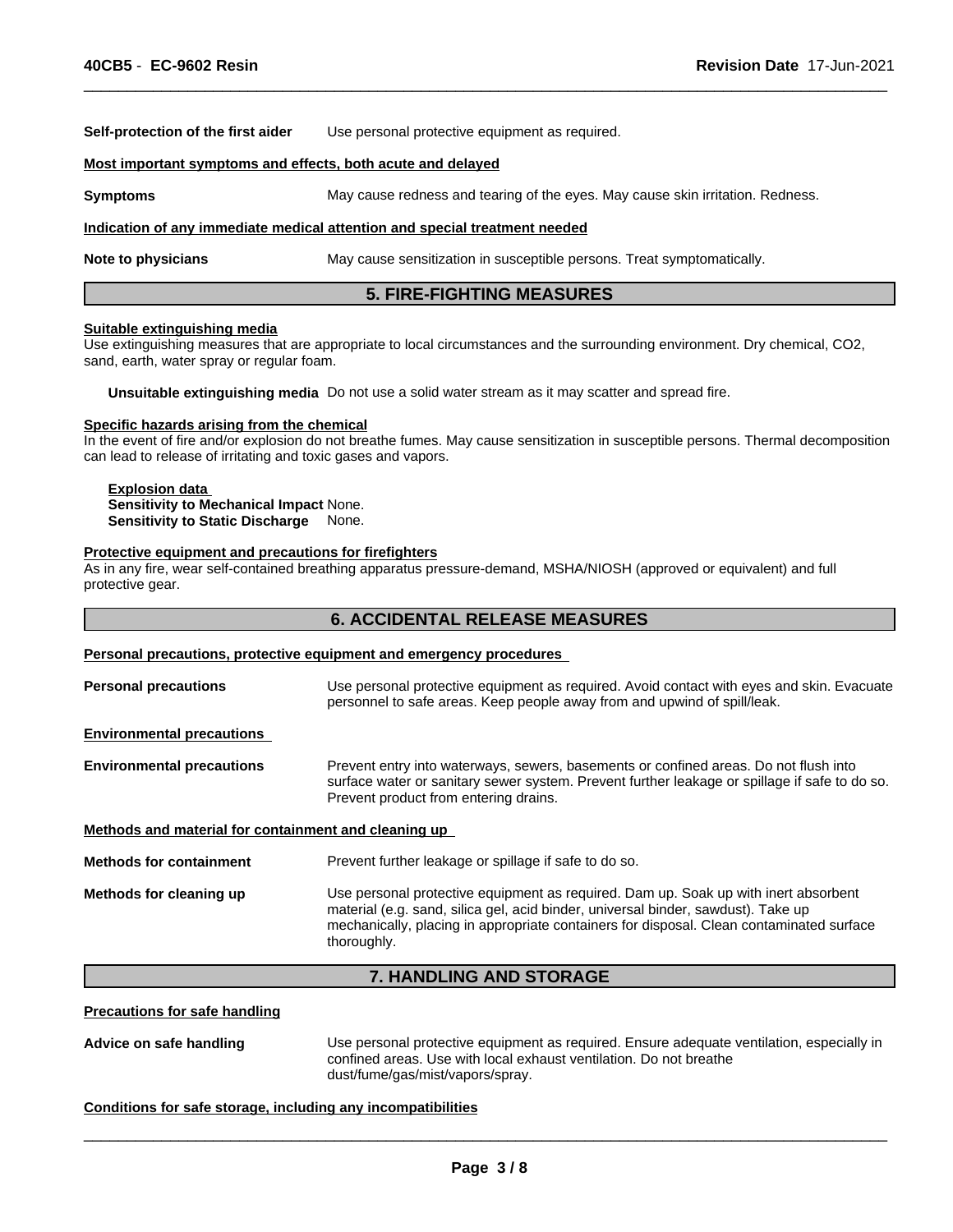**Self-protection of the first aider** Use personal protective equipment as required.

**Most important symptoms and effects, both acute and delayed**

**Symptoms** May cause redness and tearing of the eyes. May cause skin irritation. Redness.

**Indication of any immediate medical attention and special treatment needed**

**Note to physicians** May cause sensitization in susceptible persons. Treat symptomatically.

## 5. FIRE-FIGHTING MEASURES

**Suitable extinguishing media**

Use extinguishing measures that are appropriate to local circumstances and the surrounding environment. Dry chemical, $CO_2$, sand, earth, water spray or regular foam.

**Unsuitable extinguishing media** Do not use a solid water stream as it may scatter and spread fire.

**Specific hazards arising from the chemical**

In the event of fire and/or explosion do not breathe fumes. May cause sensitization in susceptible persons. Thermal decomposition can lead to release of irritating and toxic gases and vapors.

**Explosion data**
**Sensitivity to Mechanical Impact** None.
**Sensitivity to Static Discharge** None.

**Protective equipment and precautions for firefighters**

As in any fire, wear self-contained breathing apparatus pressure-demand, MSHA/NIOSH (approved or equivalent) and full protective gear.

## 6. ACCIDENTAL RELEASE MEASURES

**Personal precautions, protective equipment and emergency procedures**

**Personal precautions** Use personal protective equipment as required. Avoid contact with eyes and skin. Evacuate personnel to safe areas. Keep people away from and upwind of spill/leak.

**Environmental precautions**

**Environmental precautions** Prevent entry into waterways, sewers, basements or confined areas. Do not flush into surface water or sanitary sewer system. Prevent further leakage or spillage if safe to do so. Prevent product from entering drains.

**Methods and material for containment and cleaning up**

**Methods for containment** Prevent further leakage or spillage if safe to do so.

**Methods for cleaning up** Use personal protective equipment as required. Dam up. Soak up with inert absorbent material (e.g. sand, silica gel, acid binder, universal binder, sawdust). Take up mechanically, placing in appropriate containers for disposal. Clean contaminated surface thoroughly.

## 7. HANDLING AND STORAGE

**Precautions for safe handling**

**Advice on safe handling** Use personal protective equipment as required. Ensure adequate ventilation, especially in confined areas. Use with local exhaust ventilation. Do not breathe dust/fume/gas/mist/vapors/spray.

**Conditions for safe storage, including any incompatibilities**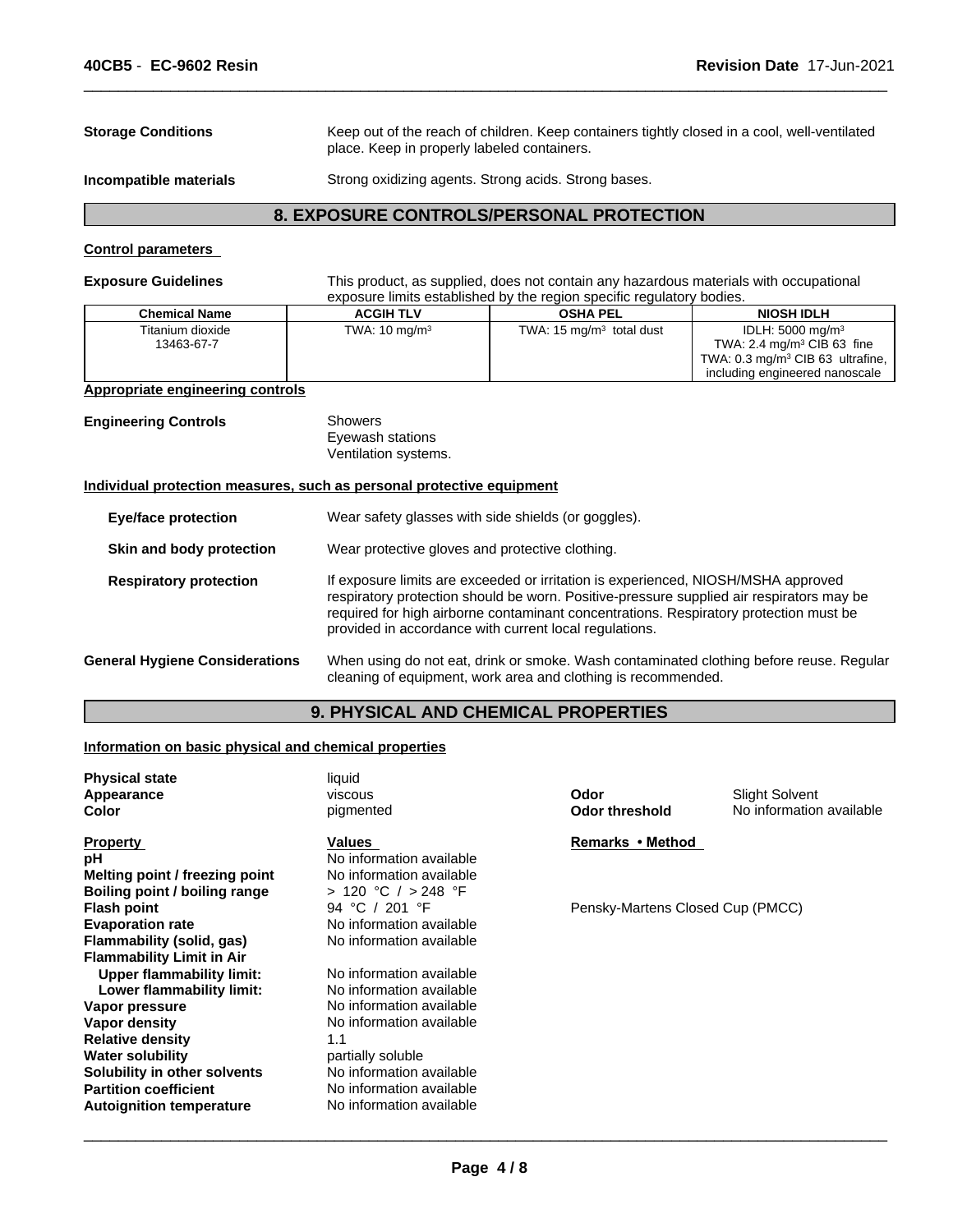**Storage Conditions**: Keep out of the reach of children. Keep containers tightly closed in a cool, well-ventilated place. Keep in properly labeled containers.

**Incompatible materials**: Strong oxidizing agents. Strong acids. Strong bases.

## 8. EXPOSURE CONTROLS/PERSONAL PROTECTION

**Control parameters**

**Exposure Guidelines**: This product, as supplied, does not contain any hazardous materials with occupational exposure limits established by the region specific regulatory bodies.

| Chemical Name | ACGIH TLV | OSHA PEL | NIOSH IDLH |
|---|---|---|---|
| Titanium dioxide 13463-67-7 | TWA: 10 $mg/m^3$ | TWA: 15 $mg/m^3$ total dust | IDLH: 5000 $mg/m^3$ TWA: 2.4 $mg/m^3$ CIB 63 fine TWA: 0.3 $mg/m^3$ CIB 63 ultrafine, including engineered nanoscale |

**Appropriate engineering controls**

**Engineering Controls**: Showers
Eyewash stations
Ventilation systems.

**Individual protection measures, such as personal protective equipment**

**Eye/face protection**: Wear safety glasses with side shields (or goggles).

**Skin and body protection**: Wear protective gloves and protective clothing.

**Respiratory protection**: If exposure limits are exceeded or irritation is experienced, NIOSH/MSHA approved respiratory protection should be worn. Positive-pressure supplied air respirators may be required for high airborne contaminant concentrations. Respiratory protection must be provided in accordance with current local regulations.

**General Hygiene Considerations**: When using do not eat, drink or smoke. Wash contaminated clothing before reuse. Regular cleaning of equipment, work area and clothing is recommended.

## 9. PHYSICAL AND CHEMICAL PROPERTIES

**Information on basic physical and chemical properties**

**Physical state**: liquid
**Appearance**: viscous
**Color**: pigmented
**Odor**: Slight Solvent
**Odor threshold**: No information available

| Property | Values | Remarks • Method |
|---|---|---|
| pH | No information available | |
| Melting point / freezing point | No information available | |
| Boiling point / boiling range | > 120 °C / > 248 °F | |
| Flash point | 94 °C / 201 °F | Pensky-Martens Closed Cup (PMCC) |
| Evaporation rate | No information available | |
| Flammability (solid, gas) | No information available | |
| Flammability Limit in Air | | |
| Upper flammability limit: | No information available | |
| Lower flammability limit: | No information available | |
| Vapor pressure | No information available | |
| Vapor density | No information available | |
| Relative density | 1.1 | |
| Water solubility | partially soluble | |
| Solubility in other solvents | No information available | |
| Partition coefficient | No information available | |
| Autoignition temperature | No information available | |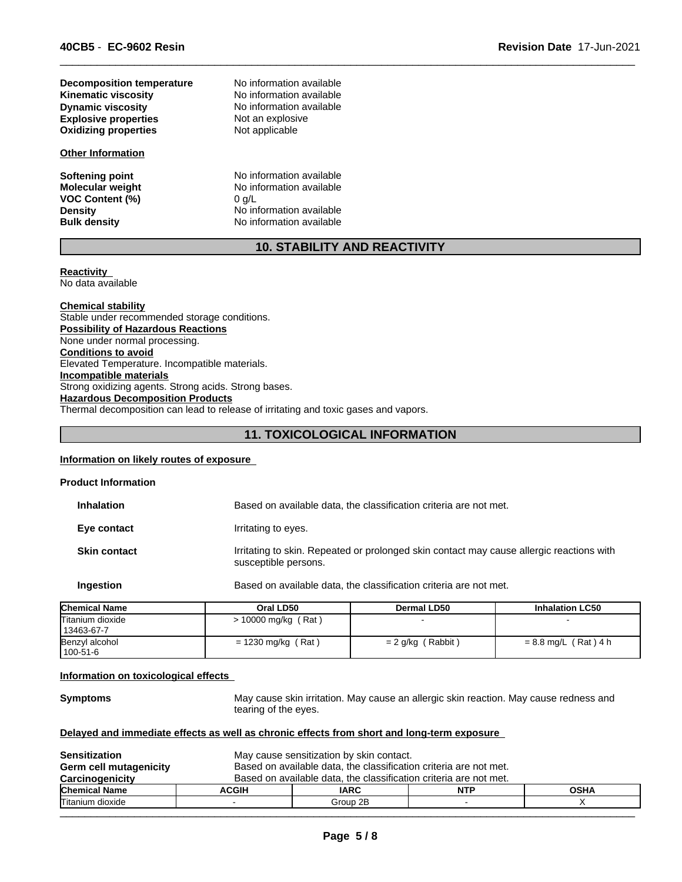| | |
|---|---|
| **Decomposition temperature** | No information available |
| **Kinematic viscosity** | No information available |
| **Dynamic viscosity** | No information available |
| **Explosive properties** | Not an explosive |
| **Oxidizing properties** | Not applicable |

**Other Information**

| | |
|---|---|
| **Softening point** | No information available |
| **Molecular weight** | No information available |
| **VOC Content (%)** | 0 g/L |
| **Density** | No information available |
| **Bulk density** | No information available |

## 10. STABILITY AND REACTIVITY

**Reactivity**
No data available

**Chemical stability**
Stable under recommended storage conditions.

**Possibility of Hazardous Reactions**
None under normal processing.

**Conditions to avoid**
Elevated Temperature. Incompatible materials.

**Incompatible materials**
Strong oxidizing agents. Strong acids. Strong bases.

**Hazardous Decomposition Products**
Thermal decomposition can lead to release of irritating and toxic gases and vapors.

## 11. TOXICOLOGICAL INFORMATION

**Information on likely routes of exposure**

**Product Information**

| | |
|---|---|
| **Inhalation** | Based on available data, the classification criteria are not met. |
| **Eye contact** | Irritating to eyes. |
| **Skin contact** | Irritating to skin. Repeated or prolonged skin contact may cause allergic reactions with susceptible persons. |
| **Ingestion** | Based on available data, the classification criteria are not met. |

| Chemical Name | Oral LD50 | Dermal LD50 | Inhalation LC50 |
|---|---|---|---|
| Titanium dioxide 13463-67-7 | > 10000 mg/kg ( Rat ) | - | - |
| Benzyl alcohol 100-51-6 | = 1230 mg/kg ( Rat ) | = 2 g/kg ( Rabbit ) | = 8.8 mg/L ( Rat ) 4 h |

**Information on toxicological effects**

**Symptoms** May cause skin irritation. May cause an allergic skin reaction. May cause redness and tearing of the eyes.

**Delayed and immediate effects as well as chronic effects from short and long-term exposure**

| | |
|---|---|
| **Sensitization** | May cause sensitization by skin contact. |
| **Germ cell mutagenicity** | Based on available data, the classification criteria are not met. |
| **Carcinogenicity** | Based on available data, the classification criteria are not met. |

| Chemical Name | ACGIH | IARC | NTP | OSHA |
|---|---|---|---|---|
| Titanium dioxide | - | Group 2B | - | X |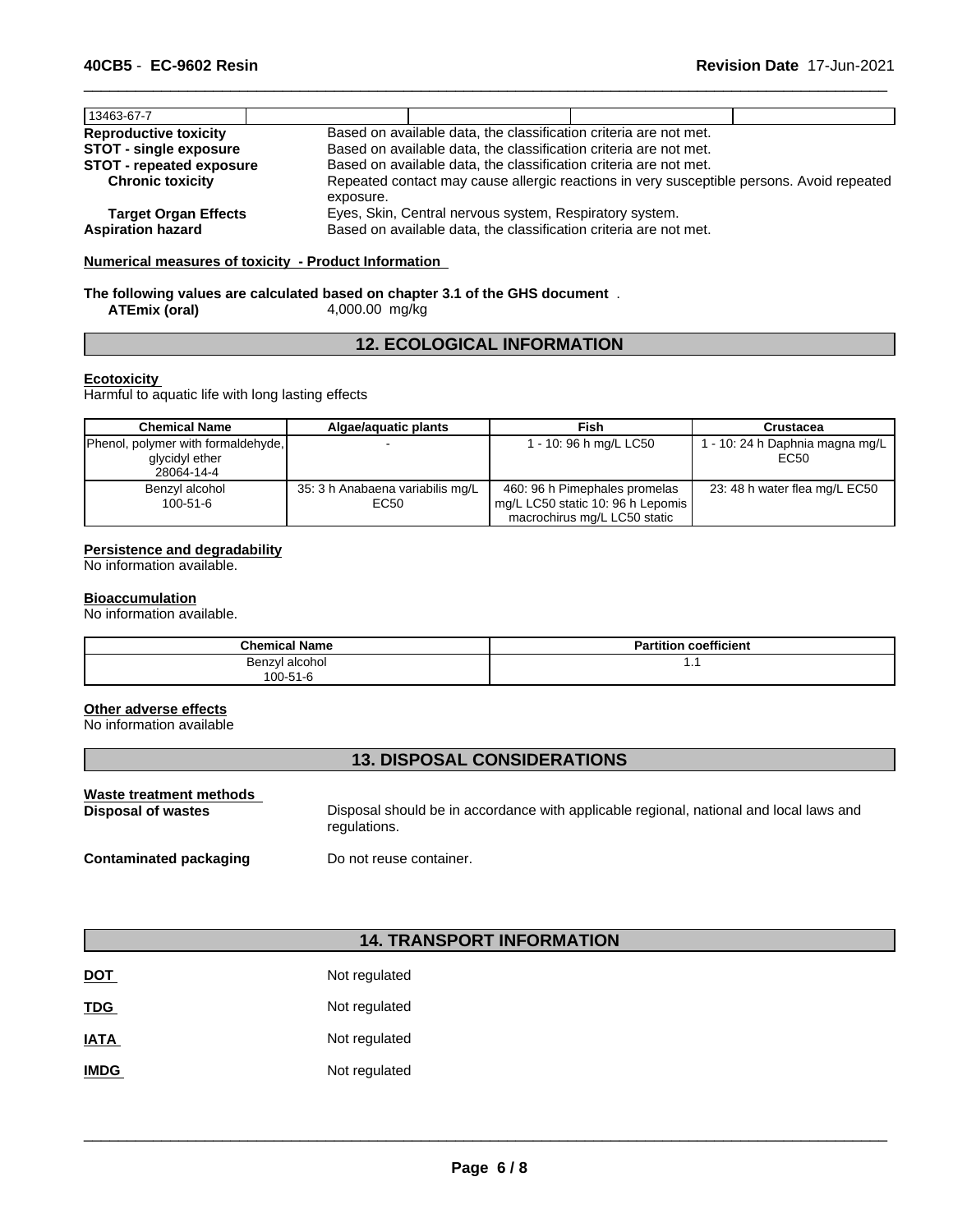| 13463-67-7 | | | | |
|---|---|---|---|---|

**Reproductive toxicity** Based on available data, the classification criteria are not met.
**STOT - single exposure** Based on available data, the classification criteria are not met.
**STOT - repeated exposure** Based on available data, the classification criteria are not met.
**Chronic toxicity** Repeated contact may cause allergic reactions in very susceptible persons. Avoid repeated exposure.
**Target Organ Effects** Eyes, Skin, Central nervous system, Respiratory system.
**Aspiration hazard** Based on available data, the classification criteria are not met.

**Numerical measures of toxicity - Product Information**

**The following values are calculated based on chapter 3.1 of the GHS document** .
**ATEmix (oral)** 4,000.00 mg/kg

## 12. ECOLOGICAL INFORMATION

**Ecotoxicity**
Harmful to aquatic life with long lasting effects

| Chemical Name | Algae/aquatic plants | Fish | Crustacea |
|---|---|---|---|
| Phenol, polymer with formaldehyde, glycidyl ether 28064-14-4 | - | 1 - 10: 96 h mg/L LC50 | 1 - 10: 24 h Daphnia magna mg/L EC50 |
| Benzyl alcohol 100-51-6 | 35: 3 h Anabaena variabilis mg/L EC50 | 460: 96 h Pimephales promelas mg/L LC50 static 10: 96 h Lepomis macrochirus mg/L LC50 static | 23: 48 h water flea mg/L EC50 |

**Persistence and degradability**
No information available.

**Bioaccumulation**
No information available.

| Chemical Name | Partition coefficient |
|---|---|
| Benzyl alcohol 100-51-6 | 1.1 |

**Other adverse effects**
No information available

## 13. DISPOSAL CONSIDERATIONS

**Waste treatment methods**
**Disposal of wastes** Disposal should be in accordance with applicable regional, national and local laws and regulations.

**Contaminated packaging** Do not reuse container.

## 14. TRANSPORT INFORMATION

**DOT** Not regulated

**TDG** Not regulated

**IATA** Not regulated

**IMDG** Not regulated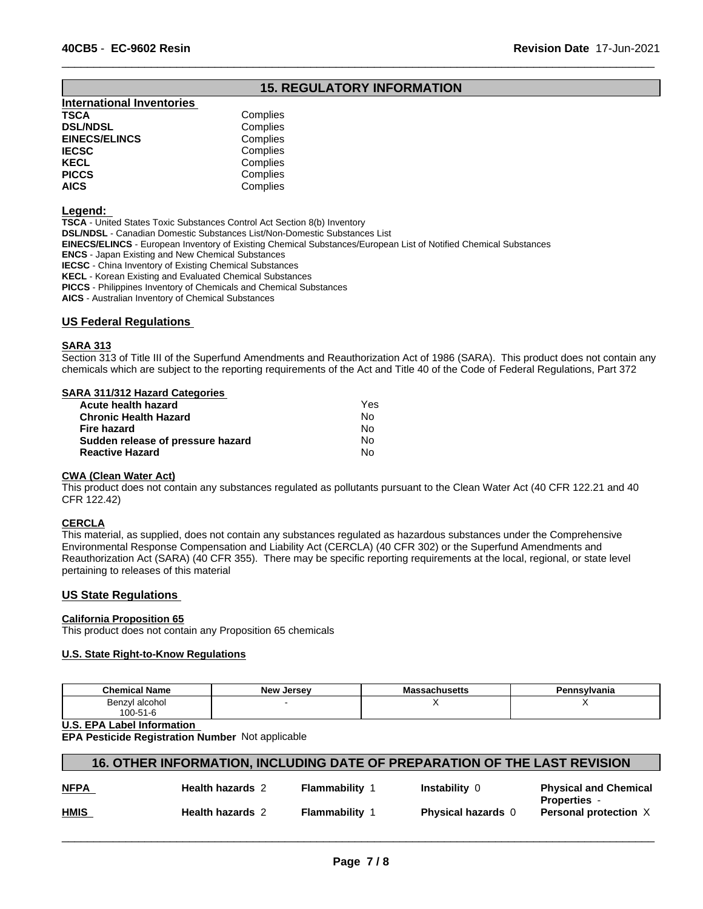## 15. REGULATORY INFORMATION

**International Inventories**

| | |
|---|---|
| **TSCA** | Complies |
| **DSL/NDSL** | Complies |
| **EINECS/ELINCS** | Complies |
| **IECSC** | Complies |
| **KECL** | Complies |
| **PICCS** | Complies |
| **AICS** | Complies |

**Legend:**

**TSCA** - United States Toxic Substances Control Act Section 8(b) Inventory
**DSL/NDSL** - Canadian Domestic Substances List/Non-Domestic Substances List
**EINECS/ELINCS** - European Inventory of Existing Chemical Substances/European List of Notified Chemical Substances
**ENCS** - Japan Existing and New Chemical Substances
**IECSC** - China Inventory of Existing Chemical Substances
**KECL** - Korean Existing and Evaluated Chemical Substances
**PICCS** - Philippines Inventory of Chemicals and Chemical Substances
**AICS** - Australian Inventory of Chemical Substances

### US Federal Regulations

**SARA 313**

Section 313 of Title III of the Superfund Amendments and Reauthorization Act of 1986 (SARA). This product does not contain any chemicals which are subject to the reporting requirements of the Act and Title 40 of the Code of Federal Regulations, Part 372

**SARA 311/312 Hazard Categories**

| | |
|---|---|
| **Acute health hazard** | Yes |
| **Chronic Health Hazard** | No |
| **Fire hazard** | No |
| **Sudden release of pressure hazard** | No |
| **Reactive Hazard** | No |

**CWA (Clean Water Act)**

This product does not contain any substances regulated as pollutants pursuant to the Clean Water Act (40 CFR 122.21 and 40 CFR 122.42)

**CERCLA**

This material, as supplied, does not contain any substances regulated as hazardous substances under the Comprehensive Environmental Response Compensation and Liability Act (CERCLA) (40 CFR 302) or the Superfund Amendments and Reauthorization Act (SARA) (40 CFR 355). There may be specific reporting requirements at the local, regional, or state level pertaining to releases of this material

### US State Regulations

**California Proposition 65**

This product does not contain any Proposition 65 chemicals

**U.S. State Right-to-Know Regulations**

| Chemical Name | New Jersey | Massachusetts | Pennsylvania |
|---|---|---|---|
| Benzyl alcohol 100-51-6 | - | X | X |

**U.S. EPA Label Information**

**EPA Pesticide Registration Number** Not applicable

## 16. OTHER INFORMATION, INCLUDING DATE OF PREPARATION OF THE LAST REVISION

| | | | | |
|---|---|---|---|---|
| **NFPA** | **Health hazards** 2 | **Flammability** 1 | **Instability** 0 | **Physical and Chemical Properties** - |
| **HMIS** | **Health hazards** 2 | **Flammability** 1 | **Physical hazards** 0 | **Personal protection** X |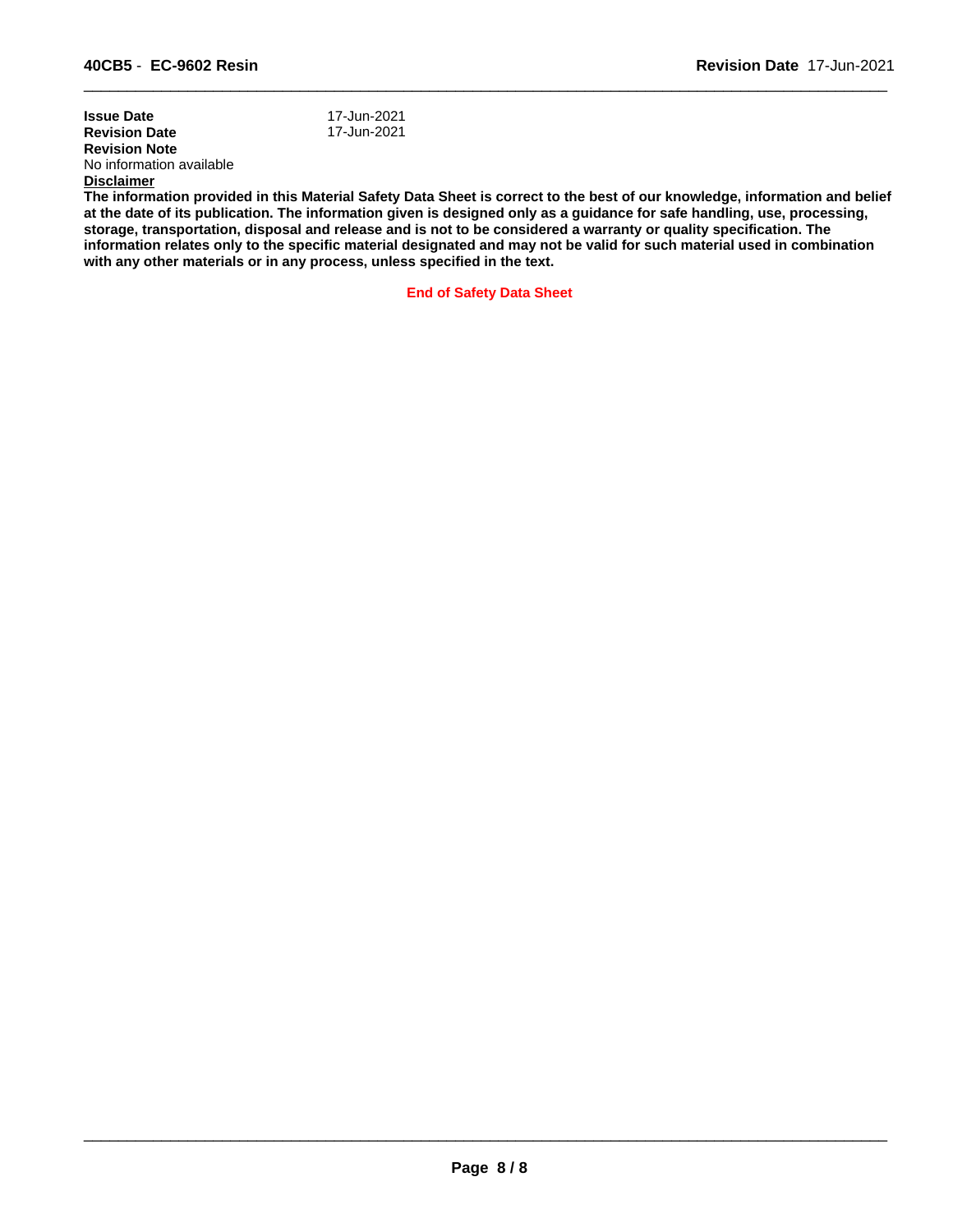**Issue Date** 17-Jun-2021
**Revision Date** 17-Jun-2021
**Revision Note**
No information available

**Disclaimer**

**The information provided in this Material Safety Data Sheet is correct to the best of our knowledge, information and belief at the date of its publication. The information given is designed only as a guidance for safe handling, use, processing, storage, transportation, disposal and release and is not to be considered a warranty or quality specification. The information relates only to the specific material designated and may not be valid for such material used in combination with any other materials or in any process, unless specified in the text.**

**End of Safety Data Sheet**